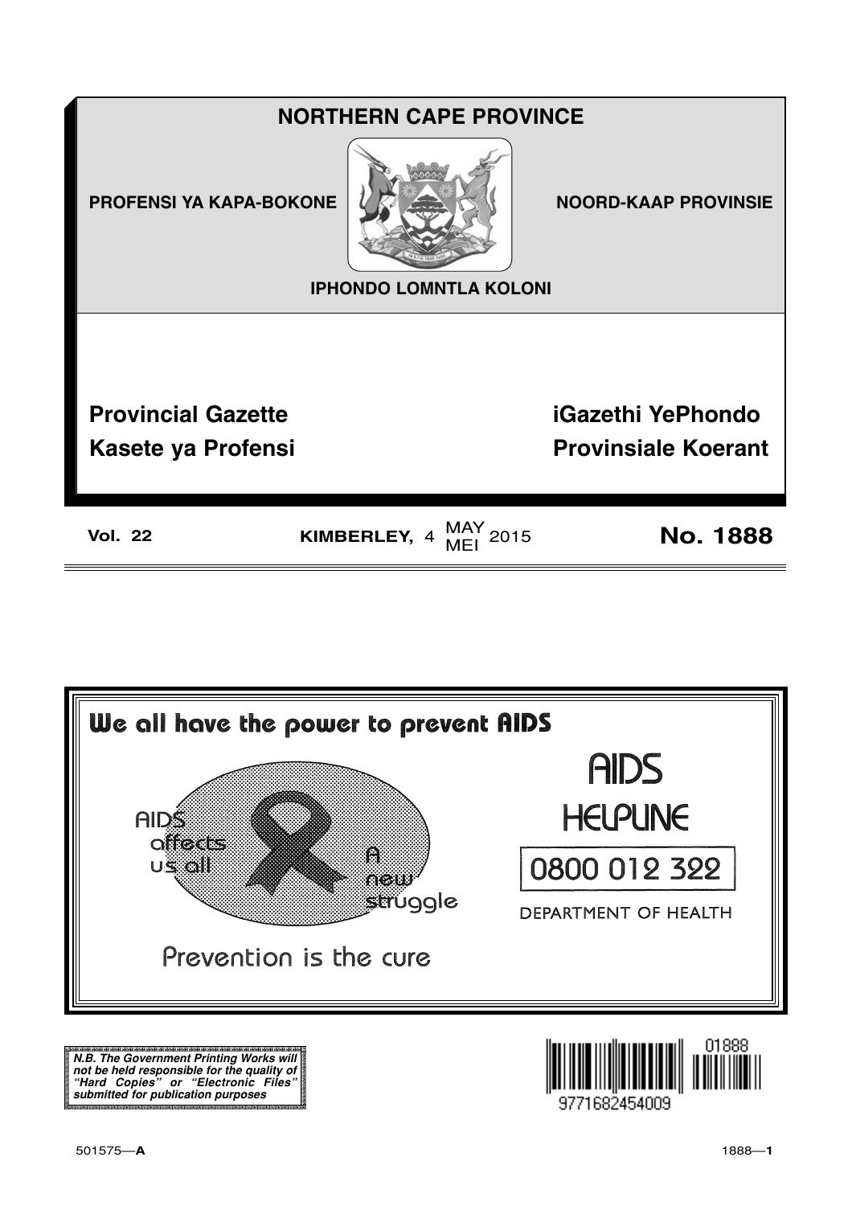# NORTHERN CAPE PROVINCE

**PROFENSI YA KAPA-BOKONE** | **NOORD-KAAP PROVINSIE**

**IPHONDO LOMNTLA KOLONI**

## Provincial Gazette
## Kasete ya Profensi
## iGazethi YePhondo
## Provinsiale Koerant

**Vol. 22** | **KIMBERLEY,** 4 MAY/MEI 2015 | **No. 1888**

---

**We all have the power to prevent AIDS**

AIDS affects us all

A new struggle

Prevention is the cure

AIDS HELPLINE

0800 012 322

DEPARTMENT OF HEALTH

***N.B. The Government Printing Works will not be held responsible for the quality of "Hard Copies" or "Electronic Files" submitted for publication purposes***

01888

9771682454009

501575—**A**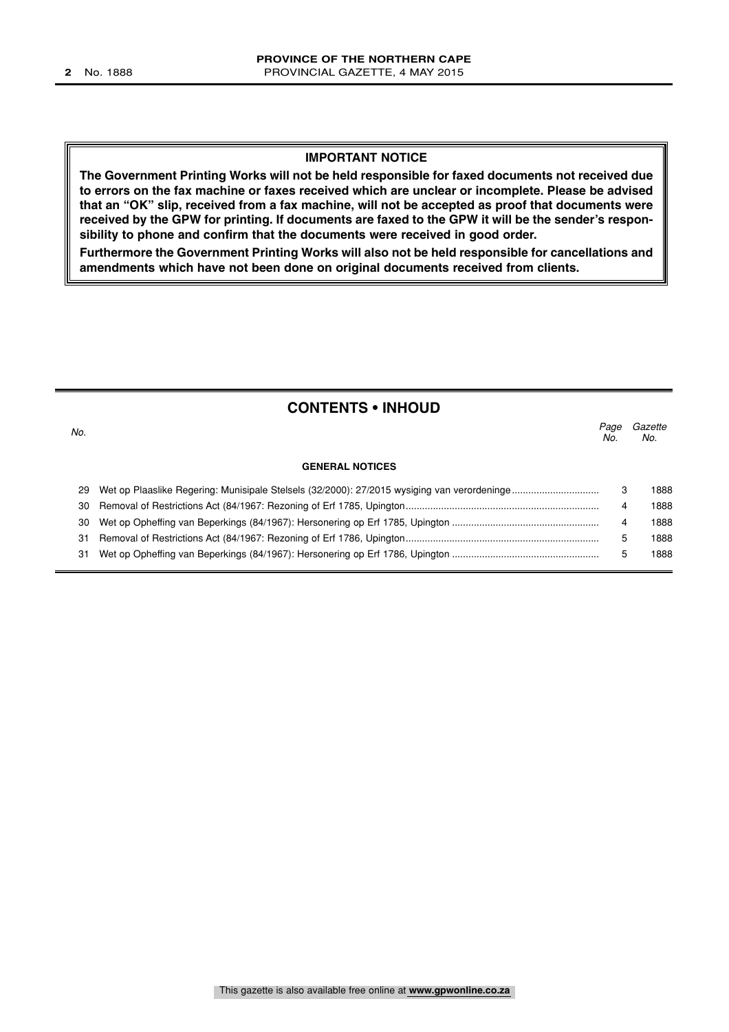## IMPORTANT NOTICE

**The Government Printing Works will not be held responsible for faxed documents not received due to errors on the fax machine or faxes received which are unclear or incomplete. Please be advised that an "OK" slip, received from a fax machine, will not be accepted as proof that documents were received by the GPW for printing. If documents are faxed to the GPW it will be the sender's responsibility to phone and confirm that the documents were received in good order.**

**Furthermore the Government Printing Works will also not be held responsible for cancellations and amendments which have not been done on original documents received from clients.**

## CONTENTS • INHOUD

| *No.* | | *Page No.* | *Gazette No.* |
|---|---|---|---|
| | **GENERAL NOTICES** | | |
| 29 | Wet op Plaaslike Regering: Munisipale Stelsels (32/2000): 27/2015 wysiging van verordeninge | 3 | 1888 |
| 30 | Removal of Restrictions Act (84/1967: Rezoning of Erf 1785, Upington | 4 | 1888 |
| 30 | Wet op Opheffing van Beperkings (84/1967): Hersonering op Erf 1785, Upington | 4 | 1888 |
| 31 | Removal of Restrictions Act (84/1967: Rezoning of Erf 1786, Upington | 5 | 1888 |
| 31 | Wet op Opheffing van Beperkings (84/1967): Hersonering op Erf 1786, Upington | 5 | 1888 |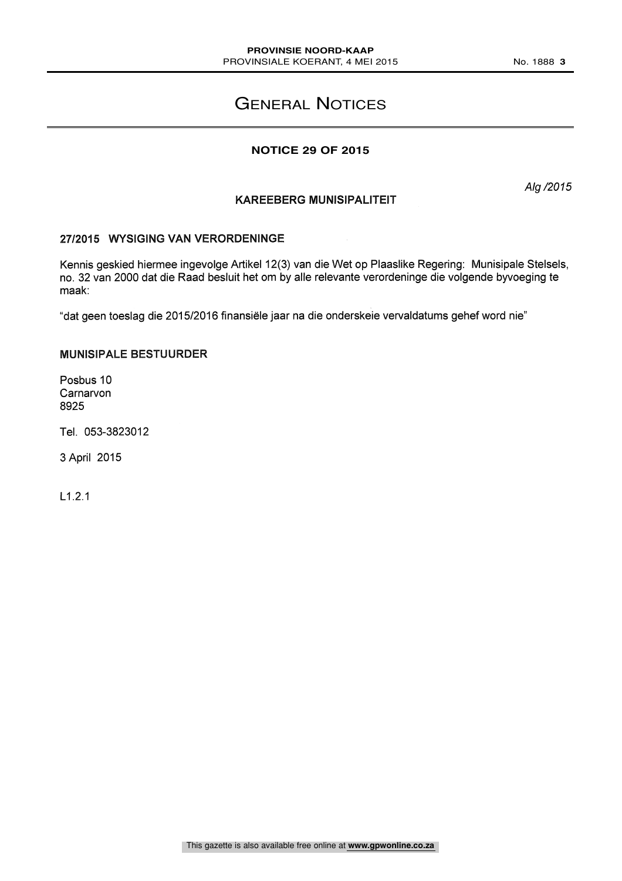# General Notices

## NOTICE 29 OF 2015

*Alg /2015*

### KAREEBERG MUNISIPALITEIT

### 27/2015 WYSIGING VAN VERORDENINGE

Kennis geskied hiermee ingevolge Artikel 12(3) van die Wet op Plaaslike Regering: Munisipale Stelsels, no. 32 van 2000 dat die Raad besluit het om by alle relevante verordeninge die volgende byvoeging te maak:

"dat geen toeslag die 2015/2016 finansiële jaar na die onderskeie vervaldatums gehef word nie"

**MUNISIPALE BESTUURDER**

Posbus 10
Carnarvon
8925

Tel. 053-3823012

3 April 2015

L1.2.1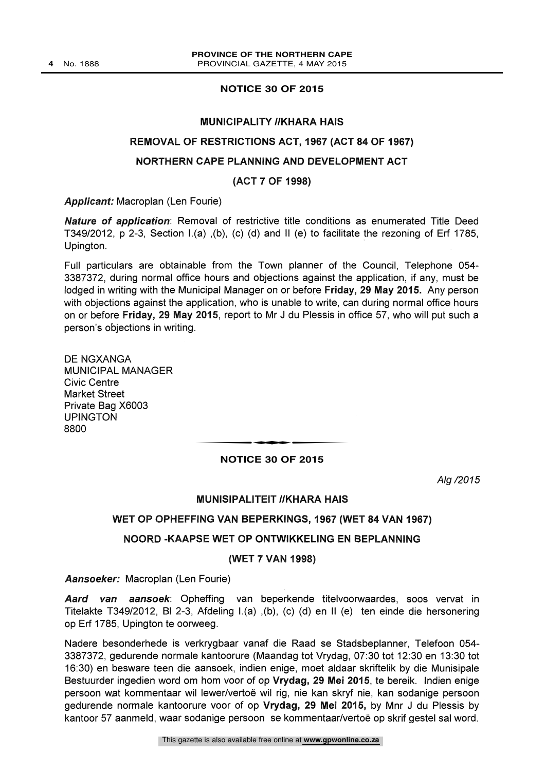## NOTICE 30 OF 2015

### MUNICIPALITY //KHARA HAIS

### REMOVAL OF RESTRICTIONS ACT, 1967 (ACT 84 OF 1967)

### NORTHERN CAPE PLANNING AND DEVELOPMENT ACT

### (ACT 7 OF 1998)

***Applicant:*** Macroplan (Len Fourie)

***Nature of application***: Removal of restrictive title conditions as enumerated Title Deed T349/2012, p 2-3, Section I.(a) ,(b), (c) (d) and II (e) to facilitate the rezoning of Erf 1785, Upington.

Full particulars are obtainable from the Town planner of the Council, Telephone 054-3387372, during normal office hours and objections against the application, if any, must be lodged in writing with the Municipal Manager on or before **Friday, 29 May 2015.** Any person with objections against the application, who is unable to write, can during normal office hours on or before **Friday, 29 May 2015**, report to Mr J du Plessis in office 57, who will put such a person's objections in writing.

DE NGXANGA
MUNICIPAL MANAGER
Civic Centre
Market Street
Private Bag X6003
UPINGTON
8800

---

## NOTICE 30 OF 2015

*Alg /2015*

### MUNISIPALITEIT //KHARA HAIS

### WET OP OPHEFFING VAN BEPERKINGS, 1967 (WET 84 VAN 1967)

### NOORD -KAAPSE WET OP ONTWIKKELING EN BEPLANNING

### (WET 7 VAN 1998)

***Aansoeker:*** Macroplan (Len Fourie)

***Aard van aansoek***: Opheffing van beperkende titelvoorwaardes, soos vervat in Titelakte T349/2012, Bl 2-3, Afdeling I.(a) ,(b), (c) (d) en II (e) ten einde die hersonering op Erf 1785, Upington te oorweeg.

Nadere besonderhede is verkrygbaar vanaf die Raad se Stadsbeplanner, Telefoon 054-3387372, gedurende normale kantoorure (Maandag tot Vrydag, 07:30 tot 12:30 en 13:30 tot 16:30) en besware teen die aansoek, indien enige, moet aldaar skriftelik by die Munisipale Bestuurder ingedien word om hom voor of op **Vrydag, 29 Mei 2015**, te bereik. Indien enige persoon wat kommentaar wil lewer/vertoë wil rig, nie kan skryf nie, kan sodanige persoon gedurende normale kantoorure voor of op **Vrydag, 29 Mei 2015,** by Mnr J du Plessis by kantoor 57 aanmeld, waar sodanige persoon se kommentaar/vertoë op skrif gestel sal word.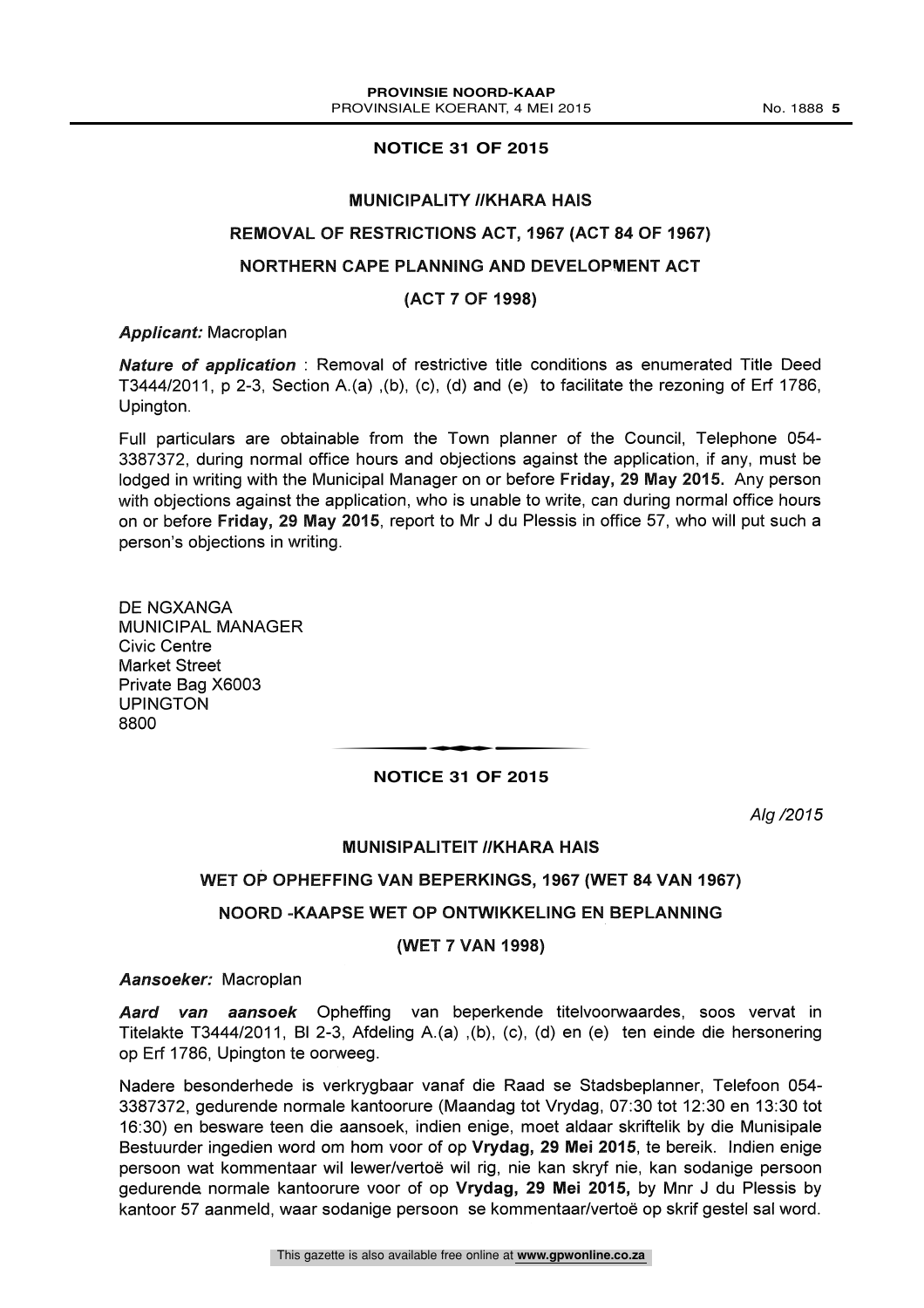## NOTICE 31 OF 2015

### MUNICIPALITY //KHARA HAIS

### REMOVAL OF RESTRICTIONS ACT, 1967 (ACT 84 OF 1967)

### NORTHERN CAPE PLANNING AND DEVELOPMENT ACT

### (ACT 7 OF 1998)

***Applicant:*** Macroplan

***Nature of application*** : Removal of restrictive title conditions as enumerated Title Deed T3444/2011, p 2-3, Section A.(a) ,(b), (c), (d) and (e) to facilitate the rezoning of Erf 1786, Upington.

Full particulars are obtainable from the Town planner of the Council, Telephone 054-3387372, during normal office hours and objections against the application, if any, must be lodged in writing with the Municipal Manager on or before **Friday, 29 May 2015.** Any person with objections against the application, who is unable to write, can during normal office hours on or before **Friday, 29 May 2015**, report to Mr J du Plessis in office 57, who will put such a person's objections in writing.

DE NGXANGA
MUNICIPAL MANAGER
Civic Centre
Market Street
Private Bag X6003
UPINGTON
8800

---

## NOTICE 31 OF 2015

*Alg /2015*

### MUNISIPALITEIT //KHARA HAIS

### WET OP OPHEFFING VAN BEPERKINGS, 1967 (WET 84 VAN 1967)

### NOORD -KAAPSE WET OP ONTWIKKELING EN BEPLANNING

### (WET 7 VAN 1998)

***Aansoeker:*** Macroplan

***Aard van aansoek*** Opheffing van beperkende titelvoorwaardes, soos vervat in Titelakte T3444/2011, Bl 2-3, Afdeling A.(a) ,(b), (c), (d) en (e) ten einde die hersonering op Erf 1786, Upington te oorweeg.

Nadere besonderhede is verkrygbaar vanaf die Raad se Stadsbeplanner, Telefoon 054-3387372, gedurende normale kantoorure (Maandag tot Vrydag, 07:30 tot 12:30 en 13:30 tot 16:30) en besware teen die aansoek, indien enige, moet aldaar skriftelik by die Munisipale Bestuurder ingedien word om hom voor of op **Vrydag, 29 Mei 2015**, te bereik. Indien enige persoon wat kommentaar wil lewer/vertoë wil rig, nie kan skryf nie, kan sodanige persoon gedurende normale kantoorure voor of op **Vrydag, 29 Mei 2015,** by Mnr J du Plessis by kantoor 57 aanmeld, waar sodanige persoon se kommentaar/vertoë op skrif gestel sal word.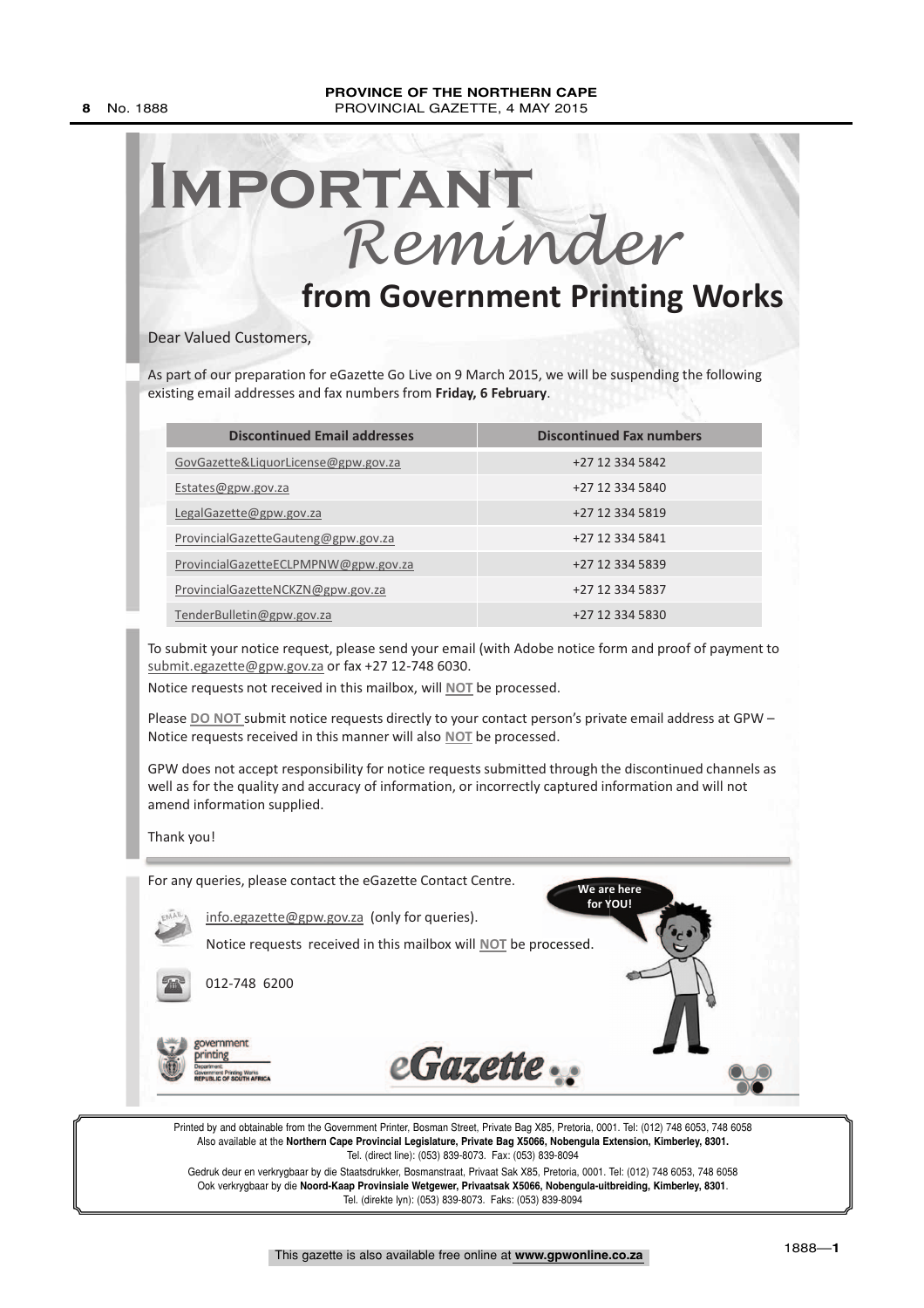# IMPORTANT *Reminder*

## from Government Printing Works

Dear Valued Customers,

As part of our preparation for eGazette Go Live on 9 March 2015, we will be suspending the following existing email addresses and fax numbers from **Friday, 6 February**.

| Discontinued Email addresses | Discontinued Fax numbers |
|---|---|
| GovGazette&LiquorLicense@gpw.gov.za | +27 12 334 5842 |
| Estates@gpw.gov.za | +27 12 334 5840 |
| LegalGazette@gpw.gov.za | +27 12 334 5819 |
| ProvincialGazetteGauteng@gpw.gov.za | +27 12 334 5841 |
| ProvincialGazetteECLPMPNW@gpw.gov.za | +27 12 334 5839 |
| ProvincialGazetteNCKZN@gpw.gov.za | +27 12 334 5837 |
| TenderBulletin@gpw.gov.za | +27 12 334 5830 |

To submit your notice request, please send your email (with Adobe notice form and proof of payment to submit.egazette@gpw.gov.za or fax +27 12-748 6030.

Notice requests not received in this mailbox, will **NOT** be processed.

Please **DO NOT** submit notice requests directly to your contact person's private email address at GPW – Notice requests received in this manner will also **NOT** be processed.

GPW does not accept responsibility for notice requests submitted through the discontinued channels as well as for the quality and accuracy of information, or incorrectly captured information and will not amend information supplied.

Thank you!

For any queries, please contact the eGazette Contact Centre.

We are here for YOU!

info.egazette@gpw.gov.za (only for queries).

Notice requests received in this mailbox will **NOT** be processed.

012-748 6200

government printing
Department: Government Printing Works
REPUBLIC OF SOUTH AFRICA

eGazette

Printed by and obtainable from the Government Printer, Bosman Street, Private Bag X85, Pretoria, 0001. Tel: (012) 748 6053, 748 6058
Also available at the **Northern Cape Provincial Legislature, Private Bag X5066, Nobengula Extension, Kimberley, 8301.**
Tel. (direct line): (053) 839-8073. Fax: (053) 839-8094

Gedruk deur en verkrygbaar by die Staatsdrukker, Bosmanstraat, Privaat Sak X85, Pretoria, 0001. Tel: (012) 748 6053, 748 6058
Ook verkrygbaar by die **Noord-Kaap Provinsiale Wetgewer, Privaatsak X5066, Nobengula-uitbreiding, Kimberley, 8301**.
Tel. (direkte lyn): (053) 839-8073. Faks: (053) 839-8094

This gazette is also available free online at **www.gpwonline.co.za**